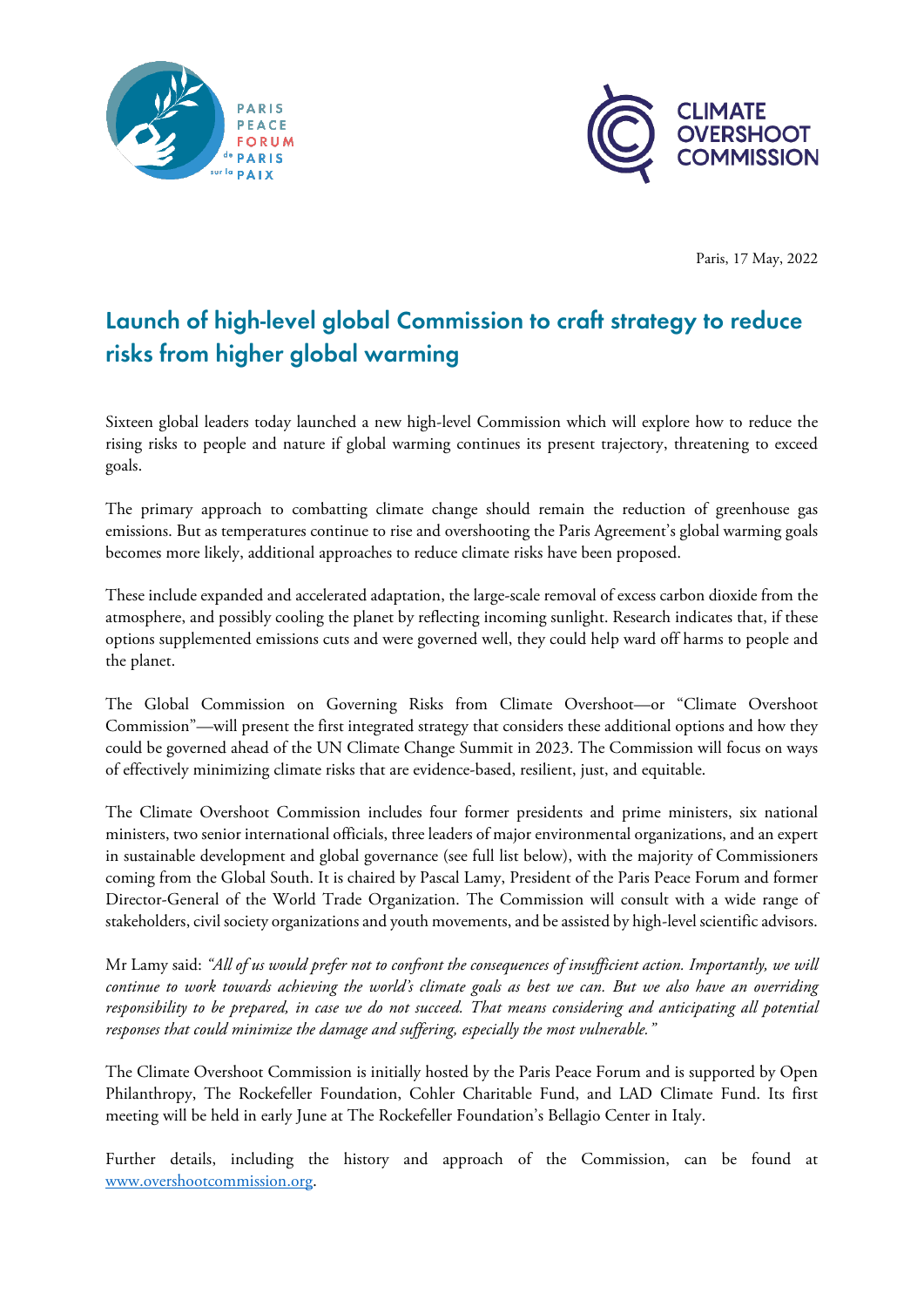Paris, 17 May, 2022

# Launch of high-level global Commission to craft strategy to reduce risks from higher global warming

Sixteen global leaders today launched a new high-level Commission which will explore how to reduce the rising risks to people and nature if global warming continues its present trajectory, threatening to exceed goals.

The primary approach to combatting climate change should remain the reduction of greenhouse gas emissions. But as temperatures continue to rise and overshooting the Paris Agreement's global warming goals becomes more likely, additional approaches to reduce climate risks have been proposed.

These include expanded and accelerated adaptation, the large-scale removal of excess carbon dioxide from the atmosphere, and possibly cooling the planet by reflecting incoming sunlight. Research indicates that, if these options supplemented emissions cuts and were governed well, they could help ward off harms to people and the planet.

The Global Commission on Governing Risks from Climate Overshoot—or "Climate Overshoot Commission"—will present the first integrated strategy that considers these additional options and how they could be governed ahead of the UN Climate Change Summit in 2023. The Commission will focus on ways of effectively minimizing climate risks that are evidence-based, resilient, just, and equitable.

The Climate Overshoot Commission includes four former presidents and prime ministers, six national ministers, two senior international officials, three leaders of major environmental organizations, and an expert in sustainable development and global governance (see full list below), with the majority of Commissioners coming from the Global South. It is chaired by Pascal Lamy, President of the Paris Peace Forum and former Director-General of the World Trade Organization. The Commission will consult with a wide range of stakeholders, civil society organizations and youth movements, and be assisted by high-level scientific advisors.

Mr Lamy said: *"All of us would prefer not to confront the consequences of insufficient action. Importantly, we will continue to work towards achieving the world's climate goals as best we can. But we also have an overriding responsibility to be prepared, in case we do not succeed. That means considering and anticipating all potential responses that could minimize the damage and suffering, especially the most vulnerable."*

The Climate Overshoot Commission is initially hosted by the Paris Peace Forum and is supported by Open Philanthropy, The Rockefeller Foundation, Cohler Charitable Fund, and LAD Climate Fund. Its first meeting will be held in early June at The Rockefeller Foundation's Bellagio Center in Italy.

Further details, including the history and approach of the Commission, can be found at [www.overshootcommission.org](www.overshootcommission.org).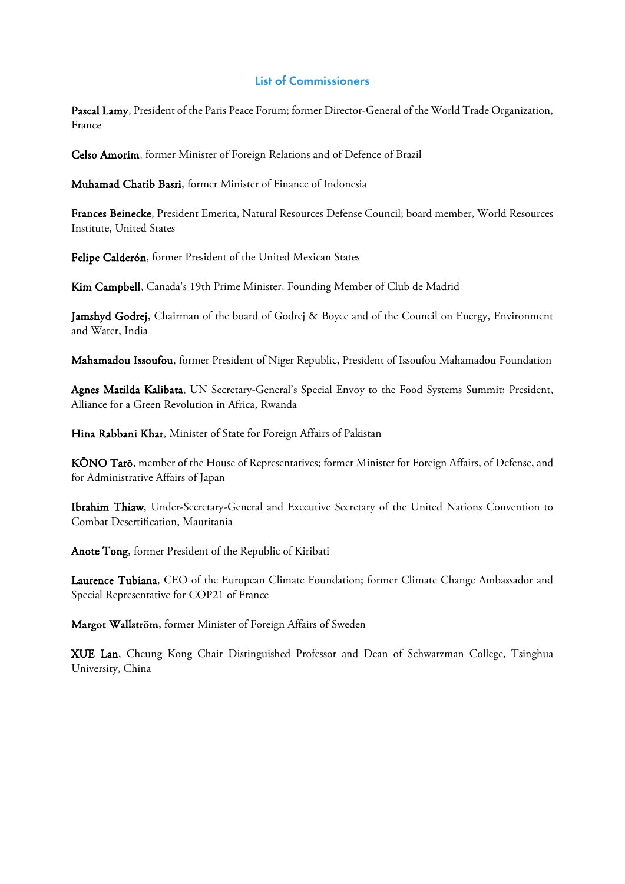## List of Commissioners

**Pascal Lamy**, President of the Paris Peace Forum; former Director-General of the World Trade Organization, France

**Celso Amorim**, former Minister of Foreign Relations and of Defence of Brazil

**Muhamad Chatib Basri**, former Minister of Finance of Indonesia

**Frances Beinecke**, President Emerita, Natural Resources Defense Council; board member, World Resources Institute, United States

**Felipe Calderón**, former President of the United Mexican States

**Kim Campbell**, Canada's 19th Prime Minister, Founding Member of Club de Madrid

**Jamshyd Godrej**, Chairman of the board of Godrej & Boyce and of the Council on Energy, Environment and Water, India

**Mahamadou Issoufou**, former President of Niger Republic, President of Issoufou Mahamadou Foundation

**Agnes Matilda Kalibata**, UN Secretary-General's Special Envoy to the Food Systems Summit; President, Alliance for a Green Revolution in Africa, Rwanda

**Hina Rabbani Khar**, Minister of State for Foreign Affairs of Pakistan

**KŌNO Tarō**, member of the House of Representatives; former Minister for Foreign Affairs, of Defense, and for Administrative Affairs of Japan

**Ibrahim Thiaw**, Under-Secretary-General and Executive Secretary of the United Nations Convention to Combat Desertification, Mauritania

**Anote Tong**, former President of the Republic of Kiribati

**Laurence Tubiana**, CEO of the European Climate Foundation; former Climate Change Ambassador and Special Representative for COP21 of France

**Margot Wallström**, former Minister of Foreign Affairs of Sweden

**XUE Lan**, Cheung Kong Chair Distinguished Professor and Dean of Schwarzman College, Tsinghua University, China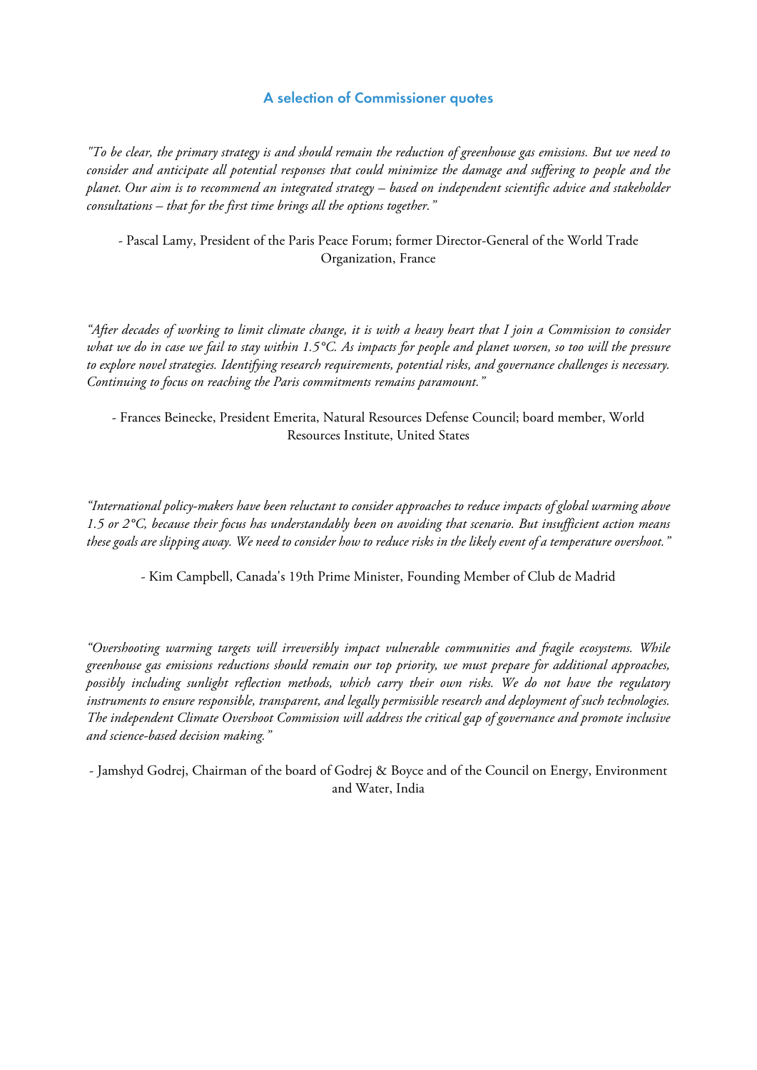## A selection of Commissioner quotes

*"To be clear, the primary strategy is and should remain the reduction of greenhouse gas emissions. But we need to consider and anticipate all potential responses that could minimize the damage and suffering to people and the planet. Our aim is to recommend an integrated strategy – based on independent scientific advice and stakeholder consultations – that for the first time brings all the options together."*

- Pascal Lamy, President of the Paris Peace Forum; former Director-General of the World Trade Organization, France

*"After decades of working to limit climate change, it is with a heavy heart that I join a Commission to consider what we do in case we fail to stay within 1.5°C. As impacts for people and planet worsen, so too will the pressure to explore novel strategies. Identifying research requirements, potential risks, and governance challenges is necessary. Continuing to focus on reaching the Paris commitments remains paramount."*

- Frances Beinecke, President Emerita, Natural Resources Defense Council; board member, World Resources Institute, United States

*"International policy-makers have been reluctant to consider approaches to reduce impacts of global warming above 1.5 or 2°C, because their focus has understandably been on avoiding that scenario. But insufficient action means these goals are slipping away. We need to consider how to reduce risks in the likely event of a temperature overshoot."*

- Kim Campbell, Canada's 19th Prime Minister, Founding Member of Club de Madrid

*"Overshooting warming targets will irreversibly impact vulnerable communities and fragile ecosystems. While greenhouse gas emissions reductions should remain our top priority, we must prepare for additional approaches, possibly including sunlight reflection methods, which carry their own risks. We do not have the regulatory instruments to ensure responsible, transparent, and legally permissible research and deployment of such technologies. The independent Climate Overshoot Commission will address the critical gap of governance and promote inclusive and science-based decision making."*

- Jamshyd Godrej, Chairman of the board of Godrej & Boyce and of the Council on Energy, Environment and Water, India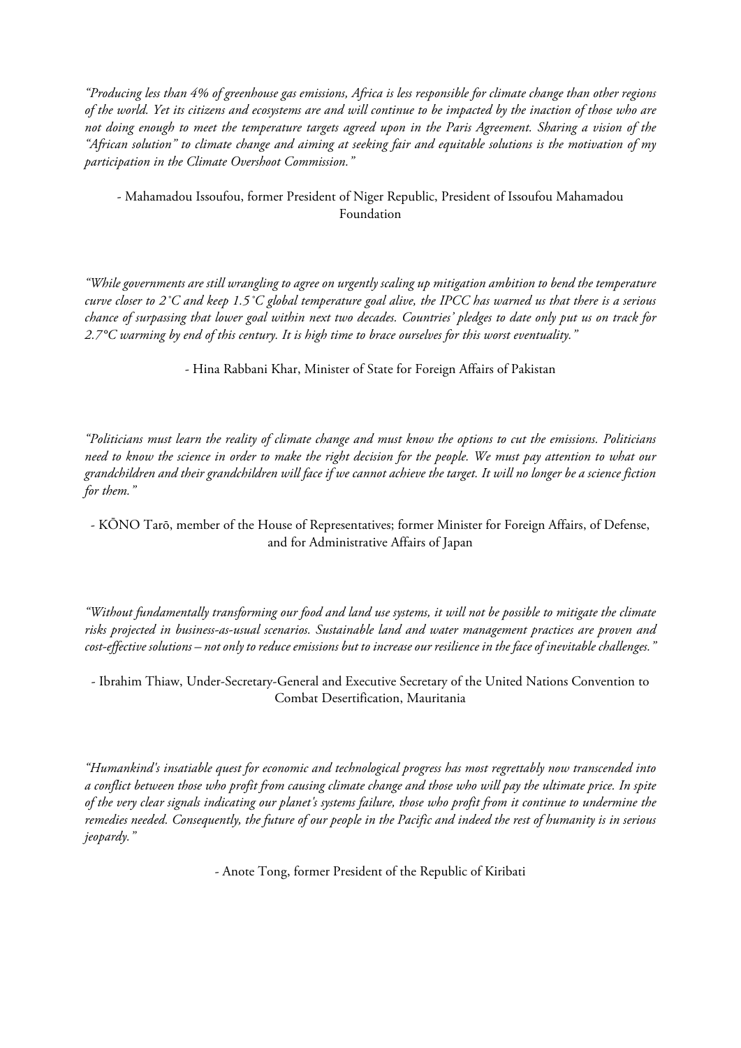*"Producing less than 4% of greenhouse gas emissions, Africa is less responsible for climate change than other regions of the world. Yet its citizens and ecosystems are and will continue to be impacted by the inaction of those who are not doing enough to meet the temperature targets agreed upon in the Paris Agreement. Sharing a vision of the "African solution" to climate change and aiming at seeking fair and equitable solutions is the motivation of my participation in the Climate Overshoot Commission."*

- Mahamadou Issoufou, former President of Niger Republic, President of Issoufou Mahamadou Foundation

*"While governments are still wrangling to agree on urgently scaling up mitigation ambition to bend the temperature curve closer to 2˚C and keep 1.5˚C global temperature goal alive, the IPCC has warned us that there is a serious chance of surpassing that lower goal within next two decades. Countries' pledges to date only put us on track for 2.7°C warming by end of this century. It is high time to brace ourselves for this worst eventuality."*

- Hina Rabbani Khar, Minister of State for Foreign Affairs of Pakistan

*"Politicians must learn the reality of climate change and must know the options to cut the emissions. Politicians need to know the science in order to make the right decision for the people. We must pay attention to what our grandchildren and their grandchildren will face if we cannot achieve the target. It will no longer be a science fiction for them."*

- KŌNO Tarō, member of the House of Representatives; former Minister for Foreign Affairs, of Defense, and for Administrative Affairs of Japan

*"Without fundamentally transforming our food and land use systems, it will not be possible to mitigate the climate risks projected in business-as-usual scenarios. Sustainable land and water management practices are proven and cost-effective solutions – not only to reduce emissions but to increase our resilience in the face of inevitable challenges."*

- Ibrahim Thiaw, Under-Secretary-General and Executive Secretary of the United Nations Convention to Combat Desertification, Mauritania

*"Humankind's insatiable quest for economic and technological progress has most regrettably now transcended into a conflict between those who profit from causing climate change and those who will pay the ultimate price. In spite of the very clear signals indicating our planet's systems failure, those who profit from it continue to undermine the remedies needed. Consequently, the future of our people in the Pacific and indeed the rest of humanity is in serious jeopardy."*

- Anote Tong, former President of the Republic of Kiribati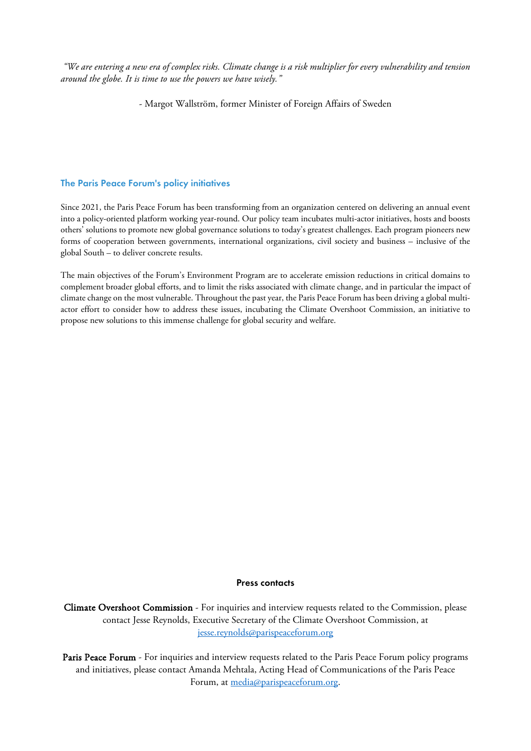*"We are entering a new era of complex risks. Climate change is a risk multiplier for every vulnerability and tension around the globe. It is time to use the powers we have wisely."*

- Margot Wallström, former Minister of Foreign Affairs of Sweden

## The Paris Peace Forum's policy initiatives

Since 2021, the Paris Peace Forum has been transforming from an organization centered on delivering an annual event into a policy-oriented platform working year-round. Our policy team incubates multi-actor initiatives, hosts and boosts others' solutions to promote new global governance solutions to today's greatest challenges. Each program pioneers new forms of cooperation between governments, international organizations, civil society and business – inclusive of the global South – to deliver concrete results.

The main objectives of the Forum's Environment Program are to accelerate emission reductions in critical domains to complement broader global efforts, and to limit the risks associated with climate change, and in particular the impact of climate change on the most vulnerable. Throughout the past year, the Paris Peace Forum has been driving a global multi-actor effort to consider how to address these issues, incubating the Climate Overshoot Commission, an initiative to propose new solutions to this immense challenge for global security and welfare.

### Press contacts

**Climate Overshoot Commission** - For inquiries and interview requests related to the Commission, please contact Jesse Reynolds, Executive Secretary of the Climate Overshoot Commission, at jesse.reynolds@parispeaceforum.org

**Paris Peace Forum** - For inquiries and interview requests related to the Paris Peace Forum policy programs and initiatives, please contact Amanda Mehtala, Acting Head of Communications of the Paris Peace Forum, at media@parispeaceforum.org.